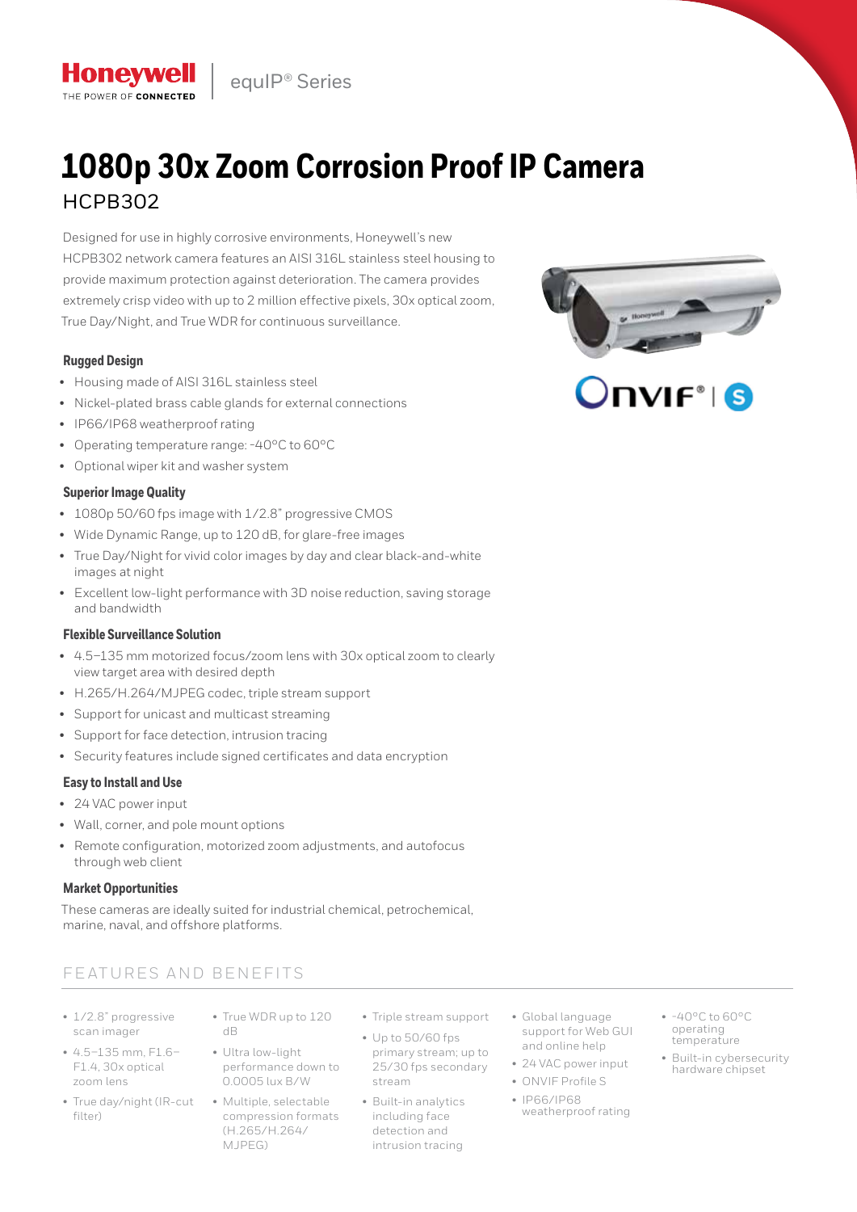Honeywell
THE POWER OF CONNECTED

equIP® Series

# 1080p 30x Zoom Corrosion Proof IP Camera

## HCPB302

Designed for use in highly corrosive environments, Honeywell's new HCPB302 network camera features an AISI 316L stainless steel housing to provide maximum protection against deterioration. The camera provides extremely crisp video with up to 2 million effective pixels, 30x optical zoom, True Day/Night, and True WDR for continuous surveillance.

### Rugged Design

- Housing made of AISI 316L stainless steel
- Nickel-plated brass cable glands for external connections
- IP66/IP68 weatherproof rating
- Operating temperature range: -40°C to 60°C
- Optional wiper kit and washer system

### Superior Image Quality

- 1080p 50/60 fps image with 1/2.8" progressive CMOS
- Wide Dynamic Range, up to 120 dB, for glare-free images
- True Day/Night for vivid color images by day and clear black-and-white images at night
- Excellent low-light performance with 3D noise reduction, saving storage and bandwidth

### Flexible Surveillance Solution

- 4.5–135 mm motorized focus/zoom lens with 30x optical zoom to clearly view target area with desired depth
- H.265/H.264/MJPEG codec, triple stream support
- Support for unicast and multicast streaming
- Support for face detection, intrusion tracing
- Security features include signed certificates and data encryption

### Easy to Install and Use

- 24 VAC power input
- Wall, corner, and pole mount options
- Remote configuration, motorized zoom adjustments, and autofocus through web client

### Market Opportunities

These cameras are ideally suited for industrial chemical, petrochemical, marine, naval, and offshore platforms.

## FEATURES AND BENEFITS

- 1/2.8" progressive scan imager
- 4.5–135 mm, F1.6–F1.4, 30x optical zoom lens
- True day/night (IR-cut filter)
- True WDR up to 120 dB
- Ultra low-light performance down to 0.0005 lux B/W
- Multiple, selectable compression formats (H.265/H.264/MJPEG)
- Triple stream support
- Up to 50/60 fps primary stream; up to 25/30 fps secondary stream
- Built-in analytics including face detection and intrusion tracing
- Global language support for Web GUI and online help
- 24 VAC power input
- ONVIF Profile S
- IP66/IP68 weatherproof rating
- -40°C to 60°C operating temperature
- Built-in cybersecurity hardware chipset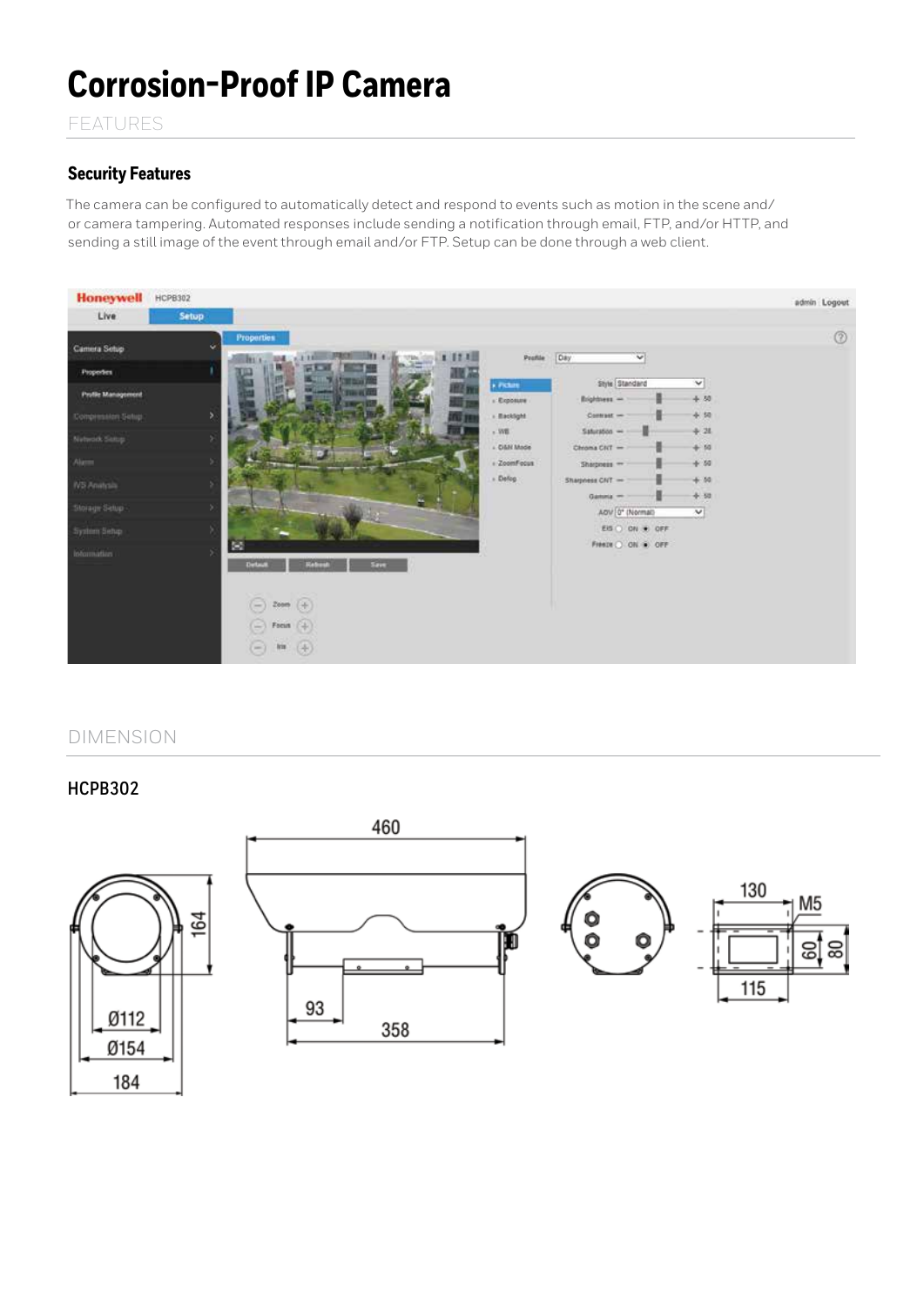# Corrosion-Proof IP Camera

FEATURES

## Security Features

The camera can be configured to automatically detect and respond to events such as motion in the scene and/or camera tampering. Automated responses include sending a notification through email, FTP, and/or HTTP, and sending a still image of the event through email and/or FTP. Setup can be done through a web client.

DIMENSION

## HCPB302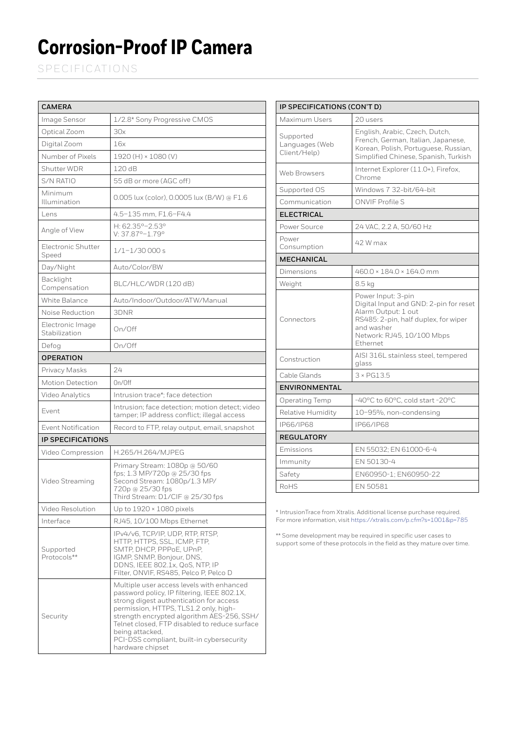# Corrosion-Proof IP Camera

SPECIFICATIONS

| CAMERA | |
|---|---|
| Image Sensor | 1/2.8" Sony Progressive CMOS |
| Optical Zoom | 30x |
| Digital Zoom | 16x |
| Number of Pixels | 1920 (H) × 1080 (V) |
| Shutter WDR | 120 dB |
| S/N RATIO | 55 dB or more (AGC off) |
| Minimum Illumination | 0.005 lux (color), 0.0005 lux (B/W) @ F1.6 |
| Lens | 4.5–135 mm, F1.6–F4.4 |
| Angle of View | H: 62.35°–2.53°<br>V: 37.87°–1.79° |
| Electronic Shutter Speed | 1/1–1/30 000 s |
| Day/Night | Auto/Color/BW |
| Backlight Compensation | BLC/HLC/WDR (120 dB) |
| White Balance | Auto/Indoor/Outdoor/ATW/Manual |
| Noise Reduction | 3DNR |
| Electronic Image Stabilization | On/Off |
| Defog | On/Off |
| **OPERATION** | |
| Privacy Masks | 24 |
| Motion Detection | On/Off |
| Video Analytics | Intrusion trace*; face detection |
| Event | Intrusion; face detection; motion detect; video tamper; IP address conflict; illegal access |
| Event Notification | Record to FTP, relay output, email, snapshot |
| **IP SPECIFICATIONS** | |
| Video Compression | H.265/H.264/MJPEG |
| Video Streaming | Primary Stream: 1080p @ 50/60 fps; 1.3 MP/720p @ 25/30 fps<br>Second Stream: 1080p/1.3 MP/720p @ 25/30 fps<br>Third Stream: D1/CIF @ 25/30 fps |
| Video Resolution | Up to 1920 × 1080 pixels |
| Interface | RJ45, 10/100 Mbps Ethernet |
| Supported Protocols** | IPv4/v6, TCP/IP, UDP, RTP, RTSP, HTTP, HTTPS, SSL, ICMP, FTP, SMTP, DHCP, PPPoE, UPnP, IGMP, SNMP, Bonjour, DNS, DDNS, IEEE 802.1x, QoS, NTP, IP Filter, ONVIF, RS485, Pelco P, Pelco D |
| Security | Multiple user access levels with enhanced password policy, IP filtering, IEEE 802.1X, strong digest authentication for access permission, HTTPS, TLS1.2 only, high-strength encrypted algorithm AES-256, SSH/Telnet closed, FTP disabled to reduce surface being attacked,<br>PCI-DSS compliant, built-in cybersecurity hardware chipset |

| IP SPECIFICATIONS (CON'T D) | |
|---|---|
| Maximum Users | 20 users |
| Supported Languages (Web Client/Help) | English, Arabic, Czech, Dutch, French, German, Italian, Japanese, Korean, Polish, Portuguese, Russian, Simplified Chinese, Spanish, Turkish |
| Web Browsers | Internet Explorer (11.0+), Firefox, Chrome |
| Supported OS | Windows 7 32-bit/64-bit |
| Communication | ONVIF Profile S |
| **ELECTRICAL** | |
| Power Source | 24 VAC, 2.2 A, 50/60 Hz |
| Power Consumption | 42 W max |
| **MECHANICAL** | |
| Dimensions | 460.0 × 184.0 × 164.0 mm |
| Weight | 8.5 kg |
| Connectors | Power Input: 3-pin<br>Digital Input and GND: 2-pin for reset<br>Alarm Output: 1 out<br>RS485: 2-pin, half duplex, for wiper and washer<br>Network: RJ45, 10/100 Mbps Ethernet |
| Construction | AISI 316L stainless steel, tempered glass |
| Cable Glands | 3 × PG13.5 |
| **ENVIRONMENTAL** | |
| Operating Temp | -40°C to 60°C, cold start -20°C |
| Relative Humidity | 10–95%, non-condensing |
| IP66/IP68 | IP66/IP68 |
| **REGULATORY** | |
| Emissions | EN 55032; EN 61000-6-4 |
| Immunity | EN 50130-4 |
| Safety | EN60950-1; EN60950-22 |
| RoHS | EN 50581 |

* IntrusionTrace from Xtralis. Additional license purchase required. For more information, visit https://xtralis.com/p.cfm?s=1001&p=785

** Some development may be required in specific user cases to support some of these protocols in the field as they mature over time.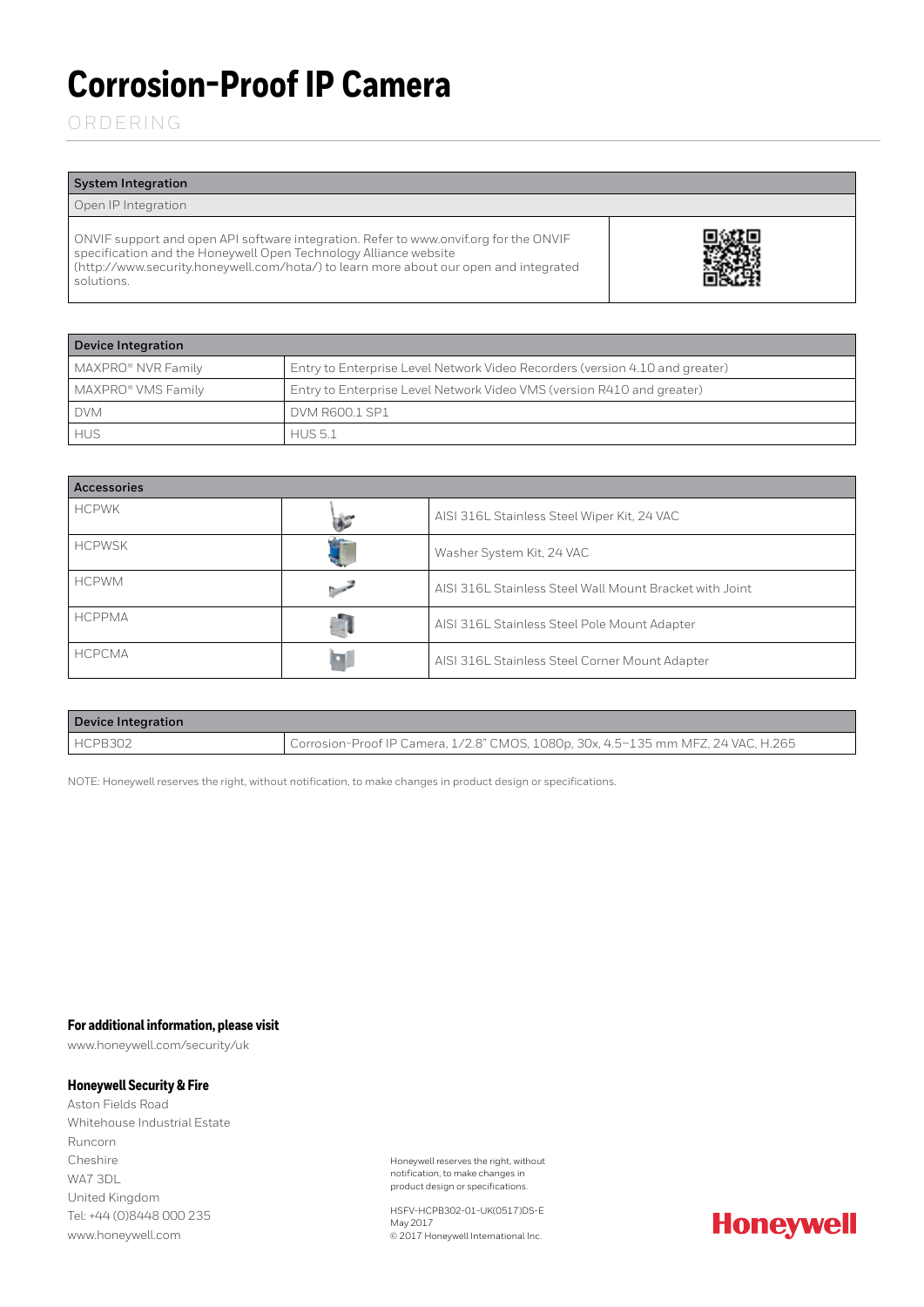# Corrosion-Proof IP Camera

ORDERING

| System Integration | |
|---|---|
| Open IP Integration | |
| ONVIF support and open API software integration. Refer to www.onvif.org for the ONVIF specification and the Honeywell Open Technology Alliance website (http://www.security.honeywell.com/hota/) to learn more about our open and integrated solutions. | |

| Device Integration | |
|---|---|
| MAXPRO® NVR Family | Entry to Enterprise Level Network Video Recorders (version 4.10 and greater) |
| MAXPRO® VMS Family | Entry to Enterprise Level Network Video VMS (version R410 and greater) |
| DVM | DVM R600.1 SP1 |
| HUS | HUS 5.1 |

| Accessories | | |
|---|---|---|
| HCPWK | | AISI 316L Stainless Steel Wiper Kit, 24 VAC |
| HCPWSK | | Washer System Kit, 24 VAC |
| HCPWM | | AISI 316L Stainless Steel Wall Mount Bracket with Joint |
| HCPPMA | | AISI 316L Stainless Steel Pole Mount Adapter |
| HCPCMA | | AISI 316L Stainless Steel Corner Mount Adapter |

| Device Integration | |
|---|---|
| HCPB302 | Corrosion-Proof IP Camera, 1/2.8" CMOS, 1080p, 30x, 4.5–135 mm MFZ, 24 VAC, H.265 |

NOTE: Honeywell reserves the right, without notification, to make changes in product design or specifications.

**For additional information, please visit**

www.honeywell.com/security/uk

**Honeywell Security & Fire**

Aston Fields Road
Whitehouse Industrial Estate
Runcorn
Cheshire
WA7 3DL
United Kingdom
Tel: +44 (0)8448 000 235
www.honeywell.com

Honeywell reserves the right, without notification, to make changes in product design or specifications.

HSFV-HCPB302-01-UK(0517)DS-E
May 2017
© 2017 Honeywell International Inc.

Honeywell